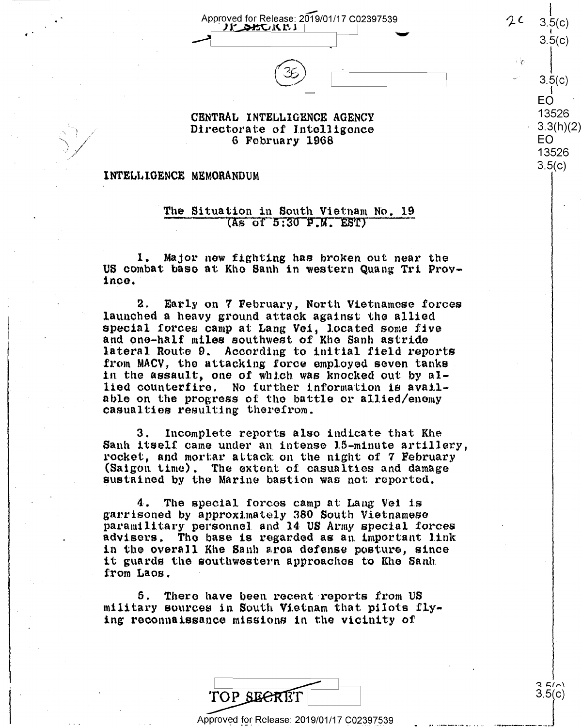CENTRAL INTELLIGENCE AGENCY
Directorate of Intelligence
6 February 1968

INTELLIGENCE MEMORANDUM

## The Situation in South Vietnam No. 19
(As of 5:30 P.M. EST)

1. Major new fighting has broken out near the US combat base at Khe Sanh in western Quang Tri Province.

2. Early on 7 February, North Vietnamese forces launched a heavy ground attack against the allied special forces camp at Lang Vei, located some five and one-half miles southwest of Khe Sanh astride lateral Route 9. According to initial field reports from MACV, the attacking force employed seven tanks in the assault, one of which was knocked out by allied counterfire. No further information is available on the progress of the battle or allied/enemy casualties resulting therefrom.

3. Incomplete reports also indicate that Khe Sanh itself came under an intense 15-minute artillery, rocket, and mortar attack on the night of 7 February (Saigon time). The extent of casualties and damage sustained by the Marine bastion was not reported.

4. The special forces camp at Lang Vei is garrisoned by approximately 380 South Vietnamese paramilitary personnel and 14 US Army special forces advisers. The base is regarded as an important link in the overall Khe Sanh area defense posture, since it guards the southwestern approaches to Khe Sanh from Laos.

5. There have been recent reports from US military sources in South Vietnam that pilots flying reconnaissance missions in the vicinity of

TOP SECRET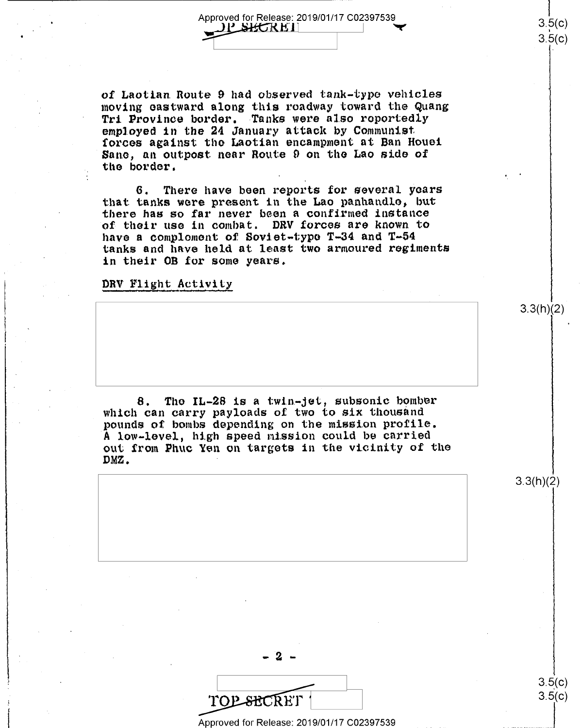of Laotian Route 9 had observed tank-type vehicles moving eastward along this roadway toward the Quang Tri Province border. Tanks were also reportedly employed in the 24 January attack by Communist forces against the Laotian encampment at Ban Houei Sane, an outpost near Route 9 on the Lao side of the border.

6. There have been reports for several years that tanks were present in the Lao panhandle, but there has so far never been a confirmed instance of their use in combat. DRV forces are known to have a complement of Soviet-type T-34 and T-54 tanks and have held at least two armoured regiments in their OB for some years.

DRV Flight Activity

8. The IL-28 is a twin-jet, subsonic bomber which can carry payloads of two to six thousand pounds of bombs depending on the mission profile. A low-level, high speed mission could be carried out from Phuc Yen on targets in the vicinity of the DMZ.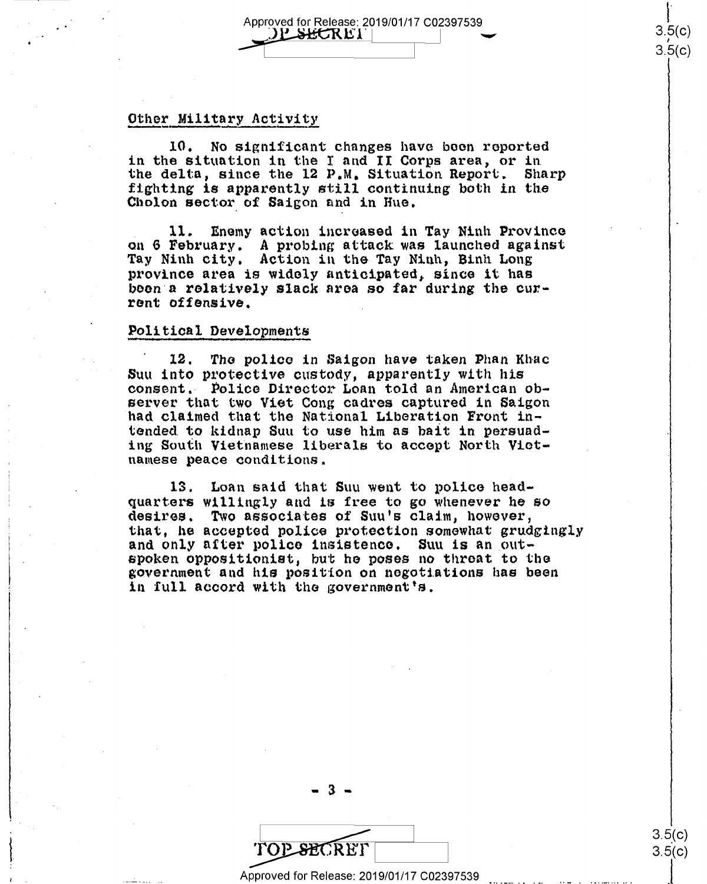## Other Military Activity

10. No significant changes have been reported in the situation in the I and II Corps area, or in the delta, since the 12 P.M. Situation Report. Sharp fighting is apparently still continuing both in the Cholon sector of Saigon and in Hue.

11. Enemy action increased in Tay Ninh Province on 6 February. A probing attack was launched against Tay Ninh city. Action in the Tay Ninh, Binh Long province area is widely anticipated, since it has been a relatively slack area so far during the current offensive.

## Political Developments

12. The police in Saigon have taken Phan Khac Suu into protective custody, apparently with his consent. Police Director Loan told an American observer that two Viet Cong cadres captured in Saigon had claimed that the National Liberation Front intended to kidnap Suu to use him as bait in persuading South Vietnamese liberals to accept North Vietnamese peace conditions.

13. Loan said that Suu went to police headquarters willingly and is free to go whenever he so desires. Two associates of Suu's claim, however, that, he accepted police protection somewhat grudgingly and only after police insistence. Suu is an outspoken oppositionist, but he poses no threat to the government and his position on negotiations has been in full accord with the government's.